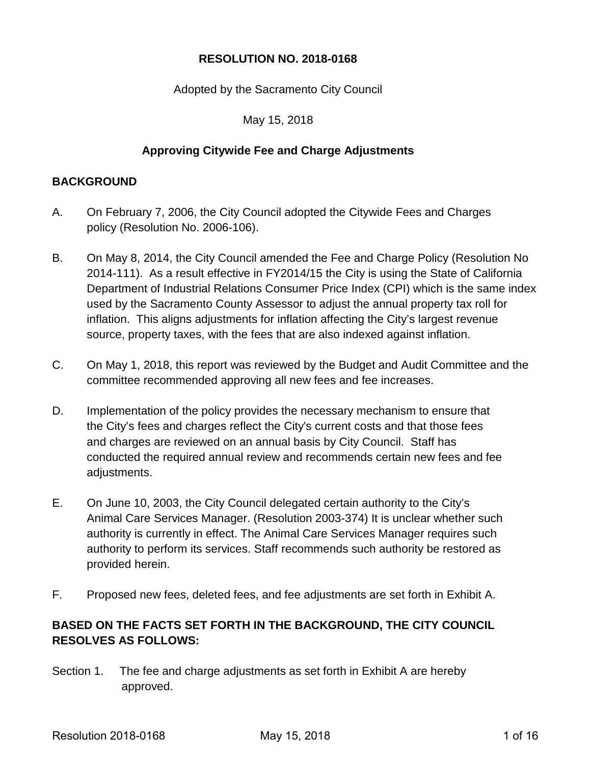**RESOLUTION NO. 2018-0168**

Adopted by the Sacramento City Council

May 15, 2018

**Approving Citywide Fee and Charge Adjustments**

**BACKGROUND**

A. On February 7, 2006, the City Council adopted the Citywide Fees and Charges policy (Resolution No. 2006-106).

B. On May 8, 2014, the City Council amended the Fee and Charge Policy (Resolution No 2014-111). As a result effective in FY2014/15 the City is using the State of California Department of Industrial Relations Consumer Price Index (CPI) which is the same index used by the Sacramento County Assessor to adjust the annual property tax roll for inflation. This aligns adjustments for inflation affecting the City's largest revenue source, property taxes, with the fees that are also indexed against inflation.

C. On May 1, 2018, this report was reviewed by the Budget and Audit Committee and the committee recommended approving all new fees and fee increases.

D. Implementation of the policy provides the necessary mechanism to ensure that the City's fees and charges reflect the City's current costs and that those fees and charges are reviewed on an annual basis by City Council. Staff has conducted the required annual review and recommends certain new fees and fee adjustments.

E. On June 10, 2003, the City Council delegated certain authority to the City's Animal Care Services Manager. (Resolution 2003-374) It is unclear whether such authority is currently in effect. The Animal Care Services Manager requires such authority to perform its services. Staff recommends such authority be restored as provided herein.

F. Proposed new fees, deleted fees, and fee adjustments are set forth in Exhibit A.

**BASED ON THE FACTS SET FORTH IN THE BACKGROUND, THE CITY COUNCIL RESOLVES AS FOLLOWS:**

Section 1. The fee and charge adjustments as set forth in Exhibit A are hereby approved.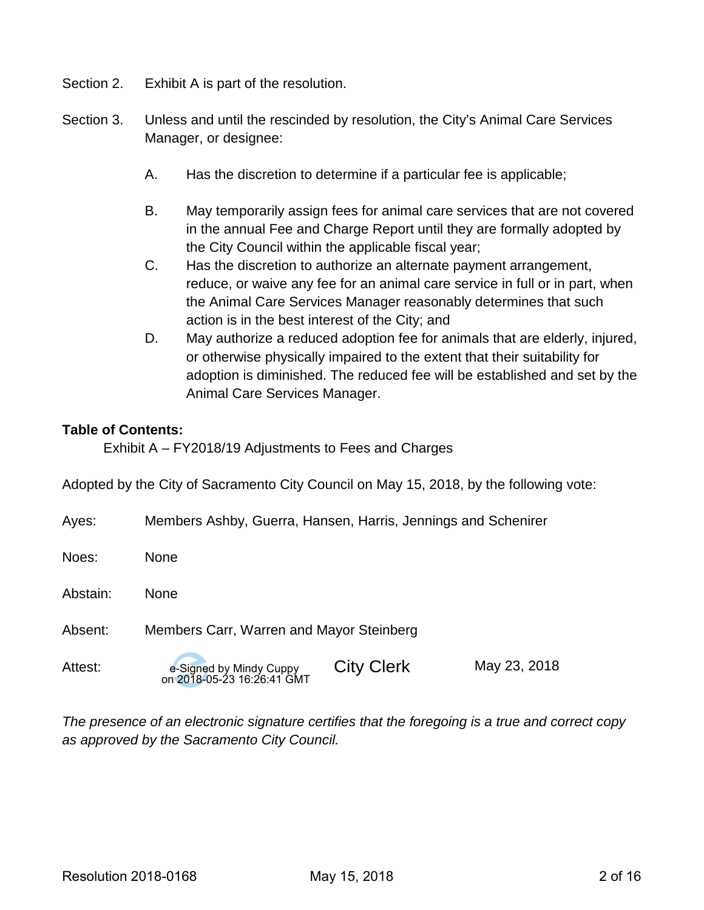Section 2. Exhibit A is part of the resolution.

Section 3. Unless and until the rescinded by resolution, the City's Animal Care Services Manager, or designee:

A. Has the discretion to determine if a particular fee is applicable;

B. May temporarily assign fees for animal care services that are not covered in the annual Fee and Charge Report until they are formally adopted by the City Council within the applicable fiscal year;

C. Has the discretion to authorize an alternate payment arrangement, reduce, or waive any fee for an animal care service in full or in part, when the Animal Care Services Manager reasonably determines that such action is in the best interest of the City; and

D. May authorize a reduced adoption fee for animals that are elderly, injured, or otherwise physically impaired to the extent that their suitability for adoption is diminished. The reduced fee will be established and set by the Animal Care Services Manager.

**Table of Contents:**

Exhibit A – FY2018/19 Adjustments to Fees and Charges

Adopted by the City of Sacramento City Council on May 15, 2018, by the following vote:

Ayes: Members Ashby, Guerra, Hansen, Harris, Jennings and Schenirer

Noes: None

Abstain: None

Absent: Members Carr, Warren and Mayor Steinberg

Attest: e-Signed by Mindy Cuppy on 2018-05-23 16:26:41 GMT City Clerk May 23, 2018

*The presence of an electronic signature certifies that the foregoing is a true and correct copy as approved by the Sacramento City Council.*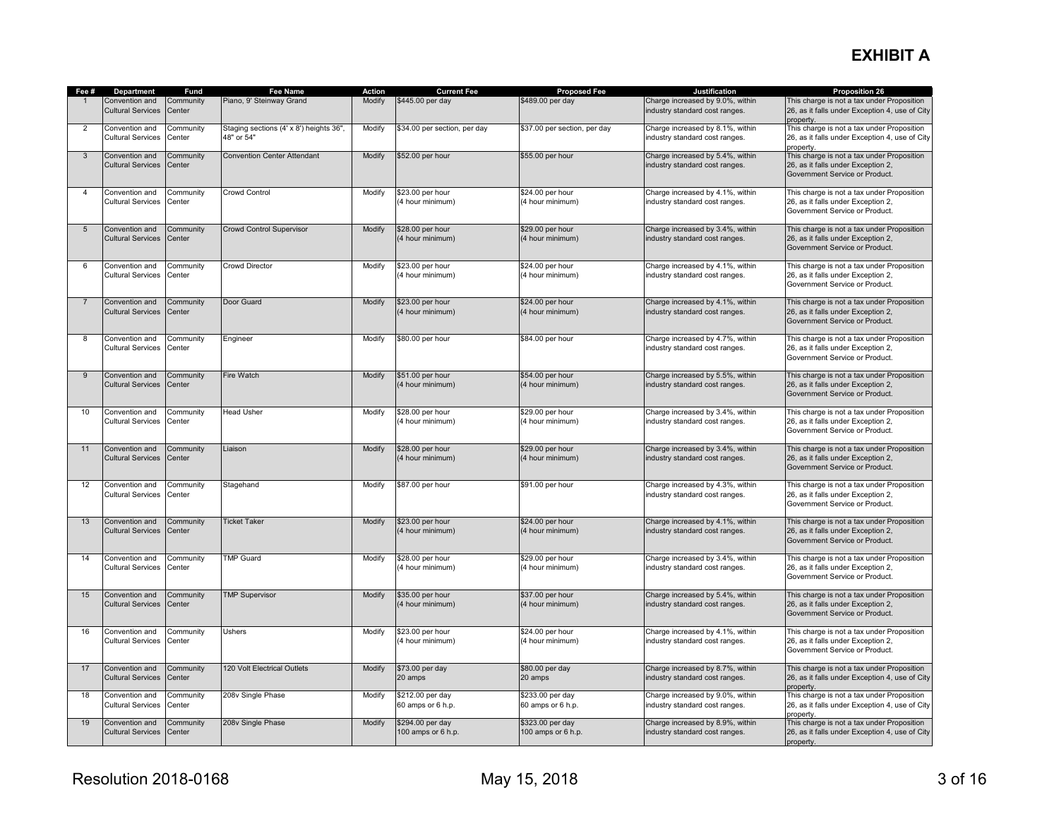# EXHIBIT A

| Fee # | Department | Fund | Fee Name | Action | Current Fee | Proposed Fee | Justification | Proposition 26 |
|---|---|---|---|---|---|---|---|---|
| 1 | Convention and Cultural Services | Community Center | Piano, 9' Steinway Grand | Modify | $445.00 per day | $489.00 per day | Charge increased by 9.0%, within industry standard cost ranges. | This charge is not a tax under Proposition 26, as it falls under Exception 4, use of City property. |
| 2 | Convention and Cultural Services | Community Center | Staging sections (4' x 8') heights 36", 48" or 54" | Modify | $34.00 per section, per day | $37.00 per section, per day | Charge increased by 8.1%, within industry standard cost ranges. | This charge is not a tax under Proposition 26, as it falls under Exception 4, use of City property. |
| 3 | Convention and Cultural Services | Community Center | Convention Center Attendant | Modify | $52.00 per hour | $55.00 per hour | Charge increased by 5.4%, within industry standard cost ranges. | This charge is not a tax under Proposition 26, as it falls under Exception 2, Government Service or Product. |
| 4 | Convention and Cultural Services | Community Center | Crowd Control | Modify | $23.00 per hour (4 hour minimum) | $24.00 per hour (4 hour minimum) | Charge increased by 4.1%, within industry standard cost ranges. | This charge is not a tax under Proposition 26, as it falls under Exception 2, Government Service or Product. |
| 5 | Convention and Cultural Services | Community Center | Crowd Control Supervisor | Modify | $28.00 per hour (4 hour minimum) | $29.00 per hour (4 hour minimum) | Charge increased by 3.4%, within industry standard cost ranges. | This charge is not a tax under Proposition 26, as it falls under Exception 2, Government Service or Product. |
| 6 | Convention and Cultural Services | Community Center | Crowd Director | Modify | $23.00 per hour (4 hour minimum) | $24.00 per hour (4 hour minimum) | Charge increased by 4.1%, within industry standard cost ranges. | This charge is not a tax under Proposition 26, as it falls under Exception 2, Government Service or Product. |
| 7 | Convention and Cultural Services | Community Center | Door Guard | Modify | $23.00 per hour (4 hour minimum) | $24.00 per hour (4 hour minimum) | Charge increased by 4.1%, within industry standard cost ranges. | This charge is not a tax under Proposition 26, as it falls under Exception 2, Government Service or Product. |
| 8 | Convention and Cultural Services | Community Center | Engineer | Modify | $80.00 per hour | $84.00 per hour | Charge increased by 4.7%, within industry standard cost ranges. | This charge is not a tax under Proposition 26, as it falls under Exception 2, Government Service or Product. |
| 9 | Convention and Cultural Services | Community Center | Fire Watch | Modify | $51.00 per hour (4 hour minimum) | $54.00 per hour (4 hour minimum) | Charge increased by 5.5%, within industry standard cost ranges. | This charge is not a tax under Proposition 26, as it falls under Exception 2, Government Service or Product. |
| 10 | Convention and Cultural Services | Community Center | Head Usher | Modify | $28.00 per hour (4 hour minimum) | $29.00 per hour (4 hour minimum) | Charge increased by 3.4%, within industry standard cost ranges. | This charge is not a tax under Proposition 26, as it falls under Exception 2, Government Service or Product. |
| 11 | Convention and Cultural Services | Community Center | Liaison | Modify | $28.00 per hour (4 hour minimum) | $29.00 per hour (4 hour minimum) | Charge increased by 3.4%, within industry standard cost ranges. | This charge is not a tax under Proposition 26, as it falls under Exception 2, Government Service or Product. |
| 12 | Convention and Cultural Services | Community Center | Stagehand | Modify | $87.00 per hour | $91.00 per hour | Charge increased by 4.3%, within industry standard cost ranges. | This charge is not a tax under Proposition 26, as it falls under Exception 2, Government Service or Product. |
| 13 | Convention and Cultural Services | Community Center | Ticket Taker | Modify | $23.00 per hour (4 hour minimum) | $24.00 per hour (4 hour minimum) | Charge increased by 4.1%, within industry standard cost ranges. | This charge is not a tax under Proposition 26, as it falls under Exception 2, Government Service or Product. |
| 14 | Convention and Cultural Services | Community Center | TMP Guard | Modify | $28.00 per hour (4 hour minimum) | $29.00 per hour (4 hour minimum) | Charge increased by 3.4%, within industry standard cost ranges. | This charge is not a tax under Proposition 26, as it falls under Exception 2, Government Service or Product. |
| 15 | Convention and Cultural Services | Community Center | TMP Supervisor | Modify | $35.00 per hour (4 hour minimum) | $37.00 per hour (4 hour minimum) | Charge increased by 5.4%, within industry standard cost ranges. | This charge is not a tax under Proposition 26, as it falls under Exception 2, Government Service or Product. |
| 16 | Convention and Cultural Services | Community Center | Ushers | Modify | $23.00 per hour (4 hour minimum) | $24.00 per hour (4 hour minimum) | Charge increased by 4.1%, within industry standard cost ranges. | This charge is not a tax under Proposition 26, as it falls under Exception 2, Government Service or Product. |
| 17 | Convention and Cultural Services | Community Center | 120 Volt Electrical Outlets | Modify | $73.00 per day 20 amps | $80.00 per day 20 amps | Charge increased by 8.7%, within industry standard cost ranges. | This charge is not a tax under Proposition 26, as it falls under Exception 4, use of City property. |
| 18 | Convention and Cultural Services | Community Center | 208v Single Phase | Modify | $212.00 per day 60 amps or 6 h.p. | $233.00 per day 60 amps or 6 h.p. | Charge increased by 9.0%, within industry standard cost ranges. | This charge is not a tax under Proposition 26, as it falls under Exception 4, use of City property. |
| 19 | Convention and Cultural Services | Community Center | 208v Single Phase | Modify | $294.00 per day 100 amps or 6 h.p. | $323.00 per day 100 amps or 6 h.p. | Charge increased by 8.9%, within industry standard cost ranges. | This charge is not a tax under Proposition 26, as it falls under Exception 4, use of City property. |

Resolution 2018-0168 May 15, 2018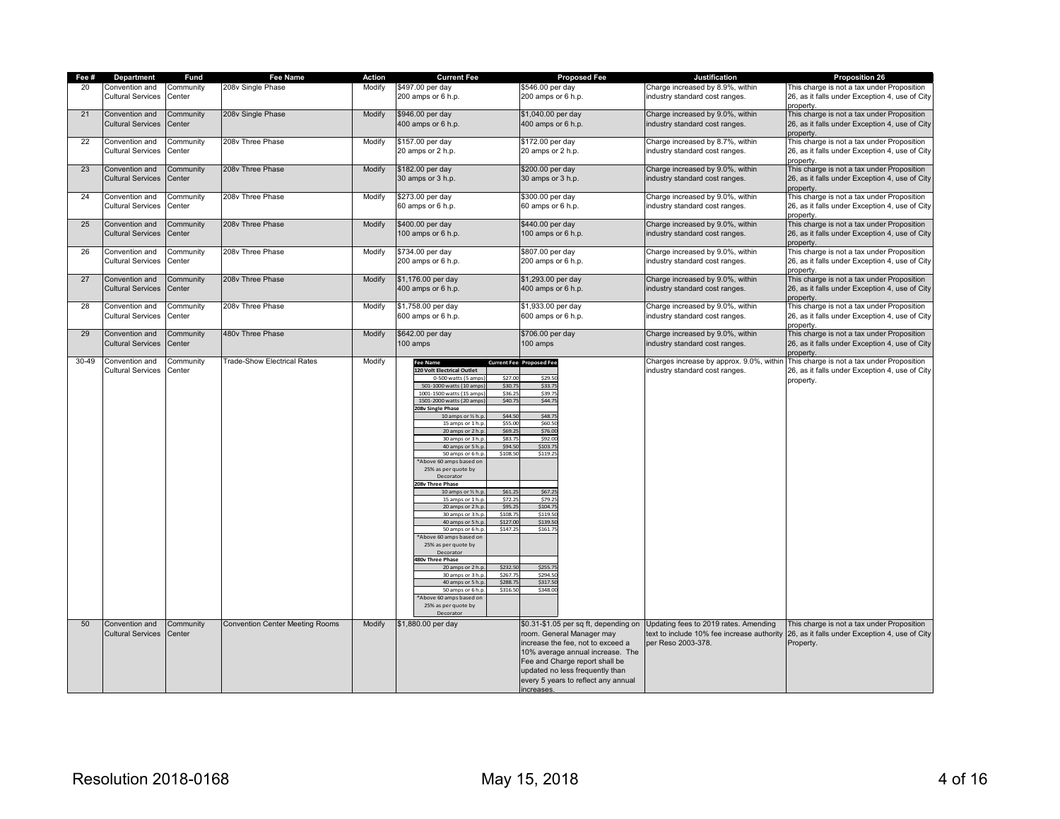| Fee # | Department | Fund | Fee Name | Action | Current Fee | Proposed Fee | Justification | Proposition 26 |
|---|---|---|---|---|---|---|---|---|
| 20 | Convention and Cultural Services | Community Center | 208v Single Phase | Modify | $497.00 per day 200 amps or 6 h.p. | $546.00 per day 200 amps or 6 h.p. | Charge increased by 8.9%, within industry standard cost ranges. | This charge is not a tax under Proposition 26, as it falls under Exception 4, use of City property. |
| 21 | Convention and Cultural Services | Community Center | 208v Single Phase | Modify | $946.00 per day 400 amps or 6 h.p. | $1,040.00 per day 400 amps or 6 h.p. | Charge increased by 9.0%, within industry standard cost ranges. | This charge is not a tax under Proposition 26, as it falls under Exception 4, use of City property. |
| 22 | Convention and Cultural Services | Community Center | 208v Three Phase | Modify | $157.00 per day 20 amps or 2 h.p. | $172.00 per day 20 amps or 2 h.p. | Charge increased by 8.7%, within industry standard cost ranges. | This charge is not a tax under Proposition 26, as it falls under Exception 4, use of City property. |
| 23 | Convention and Cultural Services | Community Center | 208v Three Phase | Modify | $182.00 per day 30 amps or 3 h.p. | $200.00 per day 30 amps or 3 h.p. | Charge increased by 9.0%, within industry standard cost ranges. | This charge is not a tax under Proposition 26, as it falls under Exception 4, use of City property. |
| 24 | Convention and Cultural Services | Community Center | 208v Three Phase | Modify | $273.00 per day 60 amps or 6 h.p. | $300.00 per day 60 amps or 6 h.p. | Charge increased by 9.0%, within industry standard cost ranges. | This charge is not a tax under Proposition 26, as it falls under Exception 4, use of City property. |
| 25 | Convention and Cultural Services | Community Center | 208v Three Phase | Modify | $400.00 per day 100 amps or 6 h.p. | $440.00 per day 100 amps or 6 h.p. | Charge increased by 9.0%, within industry standard cost ranges. | This charge is not a tax under Proposition 26, as it falls under Exception 4, use of City property. |
| 26 | Convention and Cultural Services | Community Center | 208v Three Phase | Modify | $734.00 per day 200 amps or 6 h.p. | $807.00 per day 200 amps or 6 h.p. | Charge increased by 9.0%, within industry standard cost ranges. | This charge is not a tax under Proposition 26, as it falls under Exception 4, use of City property. |
| 27 | Convention and Cultural Services | Community Center | 208v Three Phase | Modify | $1,176.00 per day 400 amps or 6 h.p. | $1,293.00 per day 400 amps or 6 h.p. | Charge increased by 9.0%, within industry standard cost ranges. | This charge is not a tax under Proposition 26, as it falls under Exception 4, use of City property. |
| 28 | Convention and Cultural Services | Community Center | 208v Three Phase | Modify | $1,758.00 per day 600 amps or 6 h.p. | $1,933.00 per day 600 amps or 6 h.p. | Charge increased by 9.0%, within industry standard cost ranges. | This charge is not a tax under Proposition 26, as it falls under Exception 4, use of City property. |
| 29 | Convention and Cultural Services | Community Center | 480v Three Phase | Modify | $642.00 per day 100 amps | $706.00 per day 100 amps | Charge increased by 9.0%, within industry standard cost ranges. | This charge is not a tax under Proposition 26, as it falls under Exception 4, use of City property. |
| 30-49 | Convention and Cultural Services | Community Center | Trade-Show Electrical Rates | Modify | See table below | See table below | Charges increase by approx. 9.0%, within industry standard cost ranges. | This charge is not a tax under Proposition 26, as it falls under Exception 4, use of City property. |
| 50 | Convention and Cultural Services | Community Center | Convention Center Meeting Rooms | Modify | $1,880.00 per day | $0.31-$1.05 per sq ft, depending on room. General Manager may increase the fee, not to exceed a 10% average annual increase. The Fee and Charge report shall be updated no less frequently than every 5 years to reflect any annual increases. | Updating fees to 2019 rates. Amending text to include 10% fee increase authority per Reso 2003-378. | This charge is not a tax under Proposition 26, as it falls under Exception 4, use of City Property. |

Trade-Show Electrical Rates (Fee # 30-49):

| Fee Name | Current Fee | Proposed Fee |
|---|---|---|
| **120 Volt Electrical Outlet** | | |
| 0-500 watts (5 amps) | $27.00 | $29.50 |
| 501-1000 watts (10 amps) | $30.75 | $33.75 |
| 1001-1500 watts (15 amps) | $36.25 | $39.75 |
| 1501-2000 watts (20 amps) | $40.75 | $44.75 |
| **208v Single Phase** | | |
| 10 amps or ½ h.p. | $44.50 | $48.75 |
| 15 amps or 1 h.p. | $55.00 | $60.50 |
| 20 amps or 2 h.p. | $69.25 | $76.00 |
| 30 amps or 3 h.p. | $83.75 | $92.00 |
| 40 amps or 5 h.p. | $94.50 | $103.75 |
| 50 amps or 6 h.p. | $108.50 | $119.25 |
| *Above 60 amps based on 25% as per quote by Decorator | | |
| **208v Three Phase** | | |
| 10 amps or ½ h.p. | $61.25 | $67.25 |
| 15 amps or 1 h.p. | $72.25 | $79.25 |
| 20 amps or 2 h.p. | $95.25 | $104.75 |
| 30 amps or 3 h.p. | $108.75 | $119.50 |
| 40 amps or 5 h.p. | $127.00 | $139.50 |
| 50 amps or 6 h.p. | $147.25 | $161.75 |
| *Above 60 amps based on 25% as per quote by Decorator | | |
| **480v Three Phase** | | |
| 20 amps or 2 h.p. | $232.50 | $255.75 |
| 30 amps or 3 h.p. | $267.75 | $294.50 |
| 40 amps or 5 h.p. | $288.75 | $317.50 |
| 50 amps or 6 h.p. | $316.50 | $348.00 |
| *Above 60 amps based on 25% as per quote by Decorator | | |

Resolution 2018-0168 May 15, 2018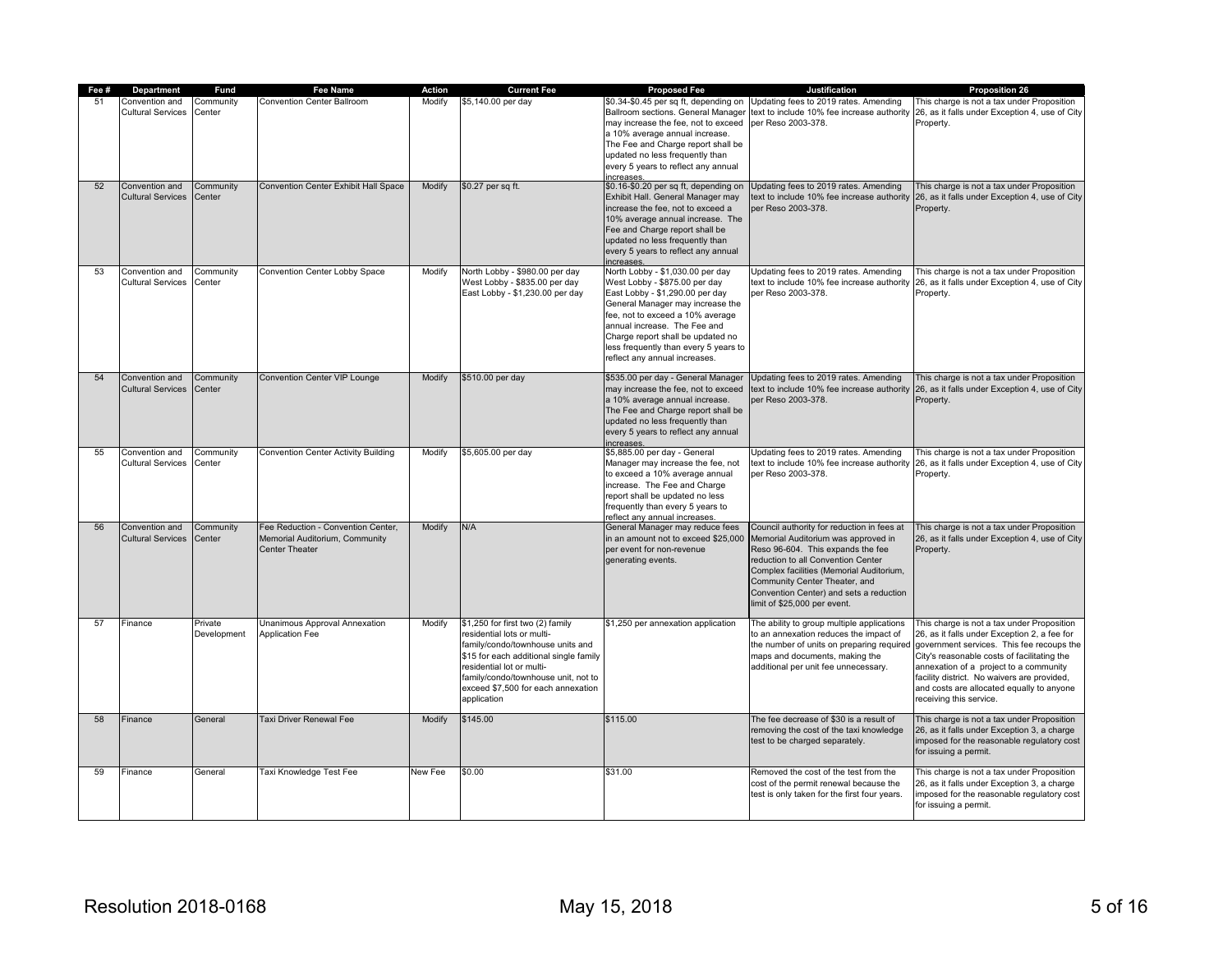| Fee # | Department | Fund | Fee Name | Action | Current Fee | Proposed Fee | Justification | Proposition 26 |
|---|---|---|---|---|---|---|---|---|
| 51 | Convention and Cultural Services | Community Center | Convention Center Ballroom | Modify | $5,140.00 per day | $0.34-$0.45 per sq ft, depending on Ballroom sections. General Manager may increase the fee, not to exceed a 10% average annual increase. The Fee and Charge report shall be updated no less frequently than every 5 years to reflect any annual increases. | Updating fees to 2019 rates. Amending text to include 10% fee increase authority per Reso 2003-378. | This charge is not a tax under Proposition 26, as it falls under Exception 4, use of City Property. |
| 52 | Convention and Cultural Services | Community Center | Convention Center Exhibit Hall Space | Modify | $0.27 per sq ft. | $0.16-$0.20 per sq ft, depending on Exhibit Hall. General Manager may increase the fee, not to exceed a 10% average annual increase. The Fee and Charge report shall be updated no less frequently than every 5 years to reflect any annual increases. | Updating fees to 2019 rates. Amending text to include 10% fee increase authority per Reso 2003-378. | This charge is not a tax under Proposition 26, as it falls under Exception 4, use of City Property. |
| 53 | Convention and Cultural Services | Community Center | Convention Center Lobby Space | Modify | North Lobby - $980.00 per day<br>West Lobby - $835.00 per day<br>East Lobby - $1,230.00 per day | North Lobby - $1,030.00 per day<br>West Lobby - $875.00 per day<br>East Lobby - $1,290.00 per day<br>General Manager may increase the fee, not to exceed a 10% average annual increase. The Fee and Charge report shall be updated no less frequently than every 5 years to reflect any annual increases. | Updating fees to 2019 rates. Amending text to include 10% fee increase authority per Reso 2003-378. | This charge is not a tax under Proposition 26, as it falls under Exception 4, use of City Property. |
| 54 | Convention and Cultural Services | Community Center | Convention Center VIP Lounge | Modify | $510.00 per day | $535.00 per day - General Manager may increase the fee, not to exceed a 10% average annual increase. The Fee and Charge report shall be updated no less frequently than every 5 years to reflect any annual increases. | Updating fees to 2019 rates. Amending text to include 10% fee increase authority per Reso 2003-378. | This charge is not a tax under Proposition 26, as it falls under Exception 4, use of City Property. |
| 55 | Convention and Cultural Services | Community Center | Convention Center Activity Building | Modify | $5,605.00 per day | $5,885.00 per day - General Manager may increase the fee, not to exceed a 10% average annual increase. The Fee and Charge report shall be updated no less frequently than every 5 years to reflect any annual increases. | Updating fees to 2019 rates. Amending text to include 10% fee increase authority per Reso 2003-378. | This charge is not a tax under Proposition 26, as it falls under Exception 4, use of City Property. |
| 56 | Convention and Cultural Services | Community Center | Fee Reduction - Convention Center, Memorial Auditorium, Community Center Theater | Modify | N/A | General Manager may reduce fees in an amount not to exceed $25,000 per event for non-revenue generating events. | Council authority for reduction in fees at Memorial Auditorium was approved in Reso 96-604. This expands the fee reduction to all Convention Center Complex facilities (Memorial Auditorium, Community Center Theater, and Convention Center) and sets a reduction limit of $25,000 per event. | This charge is not a tax under Proposition 26, as it falls under Exception 4, use of City Property. |
| 57 | Finance | Private Development | Unanimous Approval Annexation Application Fee | Modify | $1,250 for first two (2) family residential lots or multi-family/condo/townhouse units and $15 for each additional single family residential lot or multi-family/condo/townhouse unit, not to exceed $7,500 for each annexation application | $1,250 per annexation application | The ability to group multiple applications to an annexation reduces the impact of the number of units on preparing required maps and documents, making the additional per unit fee unnecessary. | This charge is not a tax under Proposition 26, as it falls under Exception 2, a fee for government services. This fee recoups the City's reasonable costs of facilitating the annexation of a project to a community facility district. No waivers are provided, and costs are allocated equally to anyone receiving this service. |
| 58 | Finance | General | Taxi Driver Renewal Fee | Modify | $145.00 | $115.00 | The fee decrease of $30 is a result of removing the cost of the taxi knowledge test to be charged separately. | This charge is not a tax under Proposition 26, as it falls under Exception 3, a charge imposed for the reasonable regulatory cost for issuing a permit. |
| 59 | Finance | General | Taxi Knowledge Test Fee | New Fee | $0.00 | $31.00 | Removed the cost of the test from the cost of the permit renewal because the test is only taken for the first four years. | This charge is not a tax under Proposition 26, as it falls under Exception 3, a charge imposed for the reasonable regulatory cost for issuing a permit. |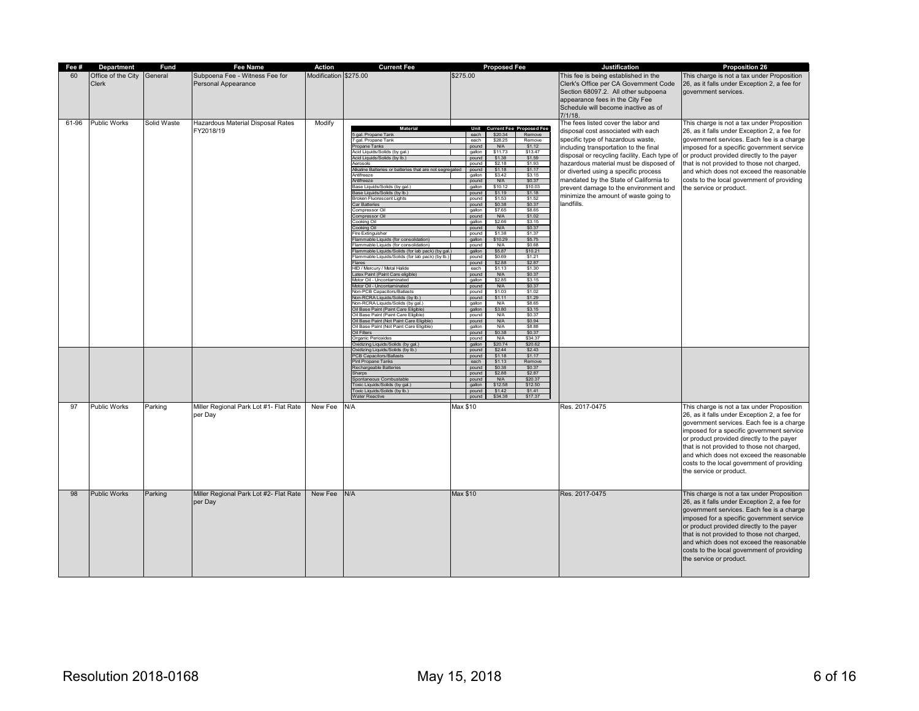| Fee # | Department | Fund | Fee Name | Action | Current Fee | Proposed Fee | Justification | Proposition 26 |
|---|---|---|---|---|---|---|---|---|
| 60 | Office of the City Clerk | General | Subpoena Fee - Witness Fee for Personal Appearance | Modification | $275.00 | $275.00 | This fee is being established in the Clerk's Office per CA Government Code Section 68097.2. All other subpoena appearance fees in the City Fee Schedule will become inactive as of 7/1/18. | This charge is not a tax under Proposition 26, as it falls under Exception 2, a fee for government services. |
| 61-96 | Public Works | Solid Waste | Hazardous Material Disposal Rates FY2018/19 | Modify | (see table below) | | The fees listed cover the labor and disposal cost associated with each specific type of hazardous waste, including transportation to the final disposal or recycling facility. Each type of hazardous material must be disposed of or diverted using a specific process mandated by the State of California to prevent damage to the environment and minimize the amount of waste going to landfills. | This charge is not a tax under Proposition 26, as it falls under Exception 2, a fee for government services. Each fee is a charge imposed for a specific government service or product provided directly to the payer that is not provided to those not charged, and which does not exceed the reasonable costs to the local government of providing the service or product. |
| 97 | Public Works | Parking | Miller Regional Park Lot #1- Flat Rate per Day | New Fee | N/A | Max $10 | Res. 2017-0475 | This charge is not a tax under Proposition 26, as it falls under Exception 2, a fee for government services. Each fee is a charge imposed for a specific government service or product provided directly to the payer that is not provided to those not charged, and which does not exceed the reasonable costs to the local government of providing the service or product. |
| 98 | Public Works | Parking | Miller Regional Park Lot #2- Flat Rate per Day | New Fee | N/A | Max $10 | Res. 2017-0475 | This charge is not a tax under Proposition 26, as it falls under Exception 2, a fee for government services. Each fee is a charge imposed for a specific government service or product provided directly to the payer that is not provided to those not charged, and which does not exceed the reasonable costs to the local government of providing the service or product. |

Hazardous Material Disposal Rates FY2018/19 (Fees 61-96):

| Material | Unit | Current Fee | Proposed Fee |
|---|---|---|---|
| 5 gal. Propane Tank | each | $20.34 | Remove |
| 7 gal. Propane Tank | each | $28.25 | Remove |
| Propane Tanks | pound | N/A | $1.12 |
| Acid Liquids/Solids (by gal.) | gallon | $11.73 | $13.47 |
| Acid Liquids/Solids (by lb.) | pound | $1.38 | $1.59 |
| Aerosols | pound | $2.18 | $1.93 |
| Alkaline Batteries or batteries that are not segregated | pound | $1.18 | $1.17 |
| Antifreeze | gallon | $3.42 | $3.15 |
| Antifreeze | pound | N/A | $0.37 |
| Base Liquids/Solids (by gal.) | gallon | $10.12 | $10.03 |
| Base Liquids/Solids (by lb.) | pound | $1.19 | $1.18 |
| Broken Fluorescent Lights | pound | $1.53 | $1.52 |
| Car Batteries | pound | $0.38 | $0.37 |
| Compressor Oil | gallon | $7.65 | $8.65 |
| Compressor Oil | pound | N/A | $1.02 |
| Cooking Oil | gallon | $2.66 | $3.15 |
| Cooking Oil | pound | N/A | $0.37 |
| Fire Extinguisher | pound | $1.38 | $1.37 |
| Flammable Liquids (for consolidation) | gallon | $10.29 | $5.75 |
| Flammable Liquids (for consolidation) | pound | N/A | $0.68 |
| Flammable Liquids/Solids (for lab pack) (by gal.) | gallon | $5.87 | $10.21 |
| Flammable Liquids/Solids (for lab pack) (by lb.) | pound | $0.69 | $1.21 |
| Flares | pound | $2.88 | $2.87 |
| HID / Mercury / Metal Halide | each | $1.13 | $1.30 |
| Latex Paint (Paint Care eligible) | pound | N/A | $0.37 |
| Motor Oil - Uncontaminated | gallon | $2.85 | $3.15 |
| Motor Oil - Uncontaminated | pound | N/A | $0.37 |
| Non-PCB Capacitors/Ballasts | pound | $1.03 | $1.02 |
| Non-RCRA Liquids/Solids (by lb.) | pound | $1.11 | $1.29 |
| Non-RCRA Liquids/Solids (by gal.) | gallon | N/A | $8.65 |
| Oil Base Paint (Paint Care Eligible) | gallon | $3.80 | $3.15 |
| Oil Base Paint (Paint Care Eligible) | pound | N/A | $0.37 |
| Oil Base Paint (Not Paint Care Eligible) | pound | N/A | $0.94 |
| Oil Base Paint (Not Paint Care Eligible) | gallon | N/A | $8.88 |
| Oil Filters | pound | $0.38 | $0.37 |
| Organic Perioxides | pound | N/A | $34.37 |
| Oxidizing Liquids/Solids (by gal.) | gallon | $20.74 | $20.62 |
| Oxidizing Liquids/Solids (by lb.) | pound | $2.44 | $2.43 |
| PCB Capacitors/Ballasts | pound | $1.18 | $1.17 |
| Pint Propane Tanks | each | $1.13 | Remove |
| Rechargeable Batteries | pound | $0.38 | $0.37 |
| Sharps | pound | $2.88 | $2.87 |
| Spontaneous Combustable | pound | N/A | $20.37 |
| Toxic Liquids/Solids (by gal.) | gallon | $12.58 | $12.50 |
| Toxic Liquids/Solids (by lb.) | pound | $1.42 | $1.41 |
| Water Reactive | pound | $34.38 | $17.37 |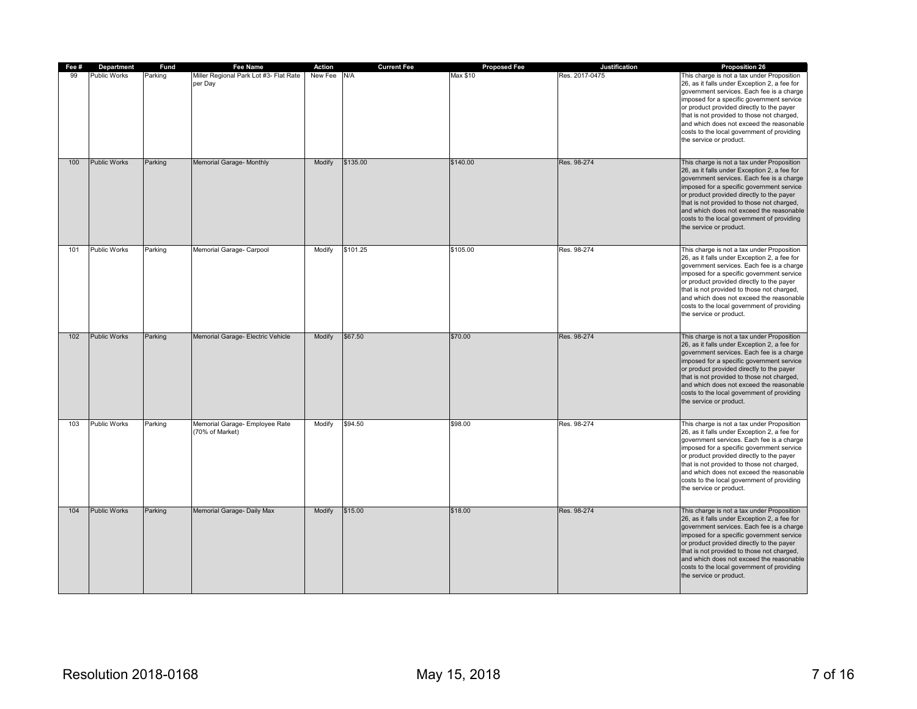| Fee # | Department | Fund | Fee Name | Action | Current Fee | Proposed Fee | Justification | Proposition 26 |
|---|---|---|---|---|---|---|---|---|
| 99 | Public Works | Parking | Miller Regional Park Lot #3- Flat Rate per Day | New Fee | N/A | Max $10 | Res. 2017-0475 | This charge is not a tax under Proposition 26, as it falls under Exception 2, a fee for government services. Each fee is a charge imposed for a specific government service or product provided directly to the payer that is not provided to those not charged, and which does not exceed the reasonable costs to the local government of providing the service or product. |
| 100 | Public Works | Parking | Memorial Garage- Monthly | Modify | $135.00 | $140.00 | Res. 98-274 | This charge is not a tax under Proposition 26, as it falls under Exception 2, a fee for government services. Each fee is a charge imposed for a specific government service or product provided directly to the payer that is not provided to those not charged, and which does not exceed the reasonable costs to the local government of providing the service or product. |
| 101 | Public Works | Parking | Memorial Garage- Carpool | Modify | $101.25 | $105.00 | Res. 98-274 | This charge is not a tax under Proposition 26, as it falls under Exception 2, a fee for government services. Each fee is a charge imposed for a specific government service or product provided directly to the payer that is not provided to those not charged, and which does not exceed the reasonable costs to the local government of providing the service or product. |
| 102 | Public Works | Parking | Memorial Garage- Electric Vehicle | Modify | $67.50 | $70.00 | Res. 98-274 | This charge is not a tax under Proposition 26, as it falls under Exception 2, a fee for government services. Each fee is a charge imposed for a specific government service or product provided directly to the payer that is not provided to those not charged, and which does not exceed the reasonable costs to the local government of providing the service or product. |
| 103 | Public Works | Parking | Memorial Garage- Employee Rate (70% of Market) | Modify | $94.50 | $98.00 | Res. 98-274 | This charge is not a tax under Proposition 26, as it falls under Exception 2, a fee for government services. Each fee is a charge imposed for a specific government service or product provided directly to the payer that is not provided to those not charged, and which does not exceed the reasonable costs to the local government of providing the service or product. |
| 104 | Public Works | Parking | Memorial Garage- Daily Max | Modify | $15.00 | $18.00 | Res. 98-274 | This charge is not a tax under Proposition 26, as it falls under Exception 2, a fee for government services. Each fee is a charge imposed for a specific government service or product provided directly to the payer that is not provided to those not charged, and which does not exceed the reasonable costs to the local government of providing the service or product. |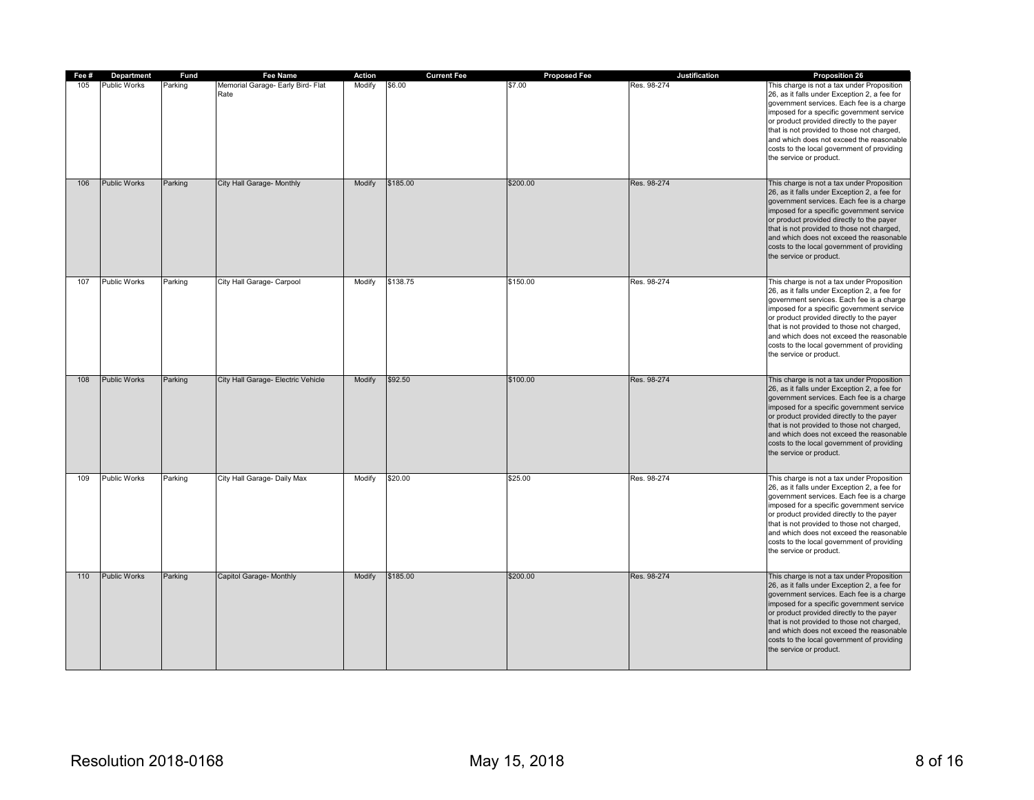| Fee # | Department | Fund | Fee Name | Action | Current Fee | Proposed Fee | Justification | Proposition 26 |
|---|---|---|---|---|---|---|---|---|
| 105 | Public Works | Parking | Memorial Garage- Early Bird- Flat Rate | Modify | $6.00 | $7.00 | Res. 98-274 | This charge is not a tax under Proposition 26, as it falls under Exception 2, a fee for government services. Each fee is a charge imposed for a specific government service or product provided directly to the payer that is not provided to those not charged, and which does not exceed the reasonable costs to the local government of providing the service or product. |
| 106 | Public Works | Parking | City Hall Garage- Monthly | Modify | $185.00 | $200.00 | Res. 98-274 | This charge is not a tax under Proposition 26, as it falls under Exception 2, a fee for government services. Each fee is a charge imposed for a specific government service or product provided directly to the payer that is not provided to those not charged, and which does not exceed the reasonable costs to the local government of providing the service or product. |
| 107 | Public Works | Parking | City Hall Garage- Carpool | Modify | $138.75 | $150.00 | Res. 98-274 | This charge is not a tax under Proposition 26, as it falls under Exception 2, a fee for government services. Each fee is a charge imposed for a specific government service or product provided directly to the payer that is not provided to those not charged, and which does not exceed the reasonable costs to the local government of providing the service or product. |
| 108 | Public Works | Parking | City Hall Garage- Electric Vehicle | Modify | $92.50 | $100.00 | Res. 98-274 | This charge is not a tax under Proposition 26, as it falls under Exception 2, a fee for government services. Each fee is a charge imposed for a specific government service or product provided directly to the payer that is not provided to those not charged, and which does not exceed the reasonable costs to the local government of providing the service or product. |
| 109 | Public Works | Parking | City Hall Garage- Daily Max | Modify | $20.00 | $25.00 | Res. 98-274 | This charge is not a tax under Proposition 26, as it falls under Exception 2, a fee for government services. Each fee is a charge imposed for a specific government service or product provided directly to the payer that is not provided to those not charged, and which does not exceed the reasonable costs to the local government of providing the service or product. |
| 110 | Public Works | Parking | Capitol Garage- Monthly | Modify | $185.00 | $200.00 | Res. 98-274 | This charge is not a tax under Proposition 26, as it falls under Exception 2, a fee for government services. Each fee is a charge imposed for a specific government service or product provided directly to the payer that is not provided to those not charged, and which does not exceed the reasonable costs to the local government of providing the service or product. |

Resolution 2018-0168 May 15, 2018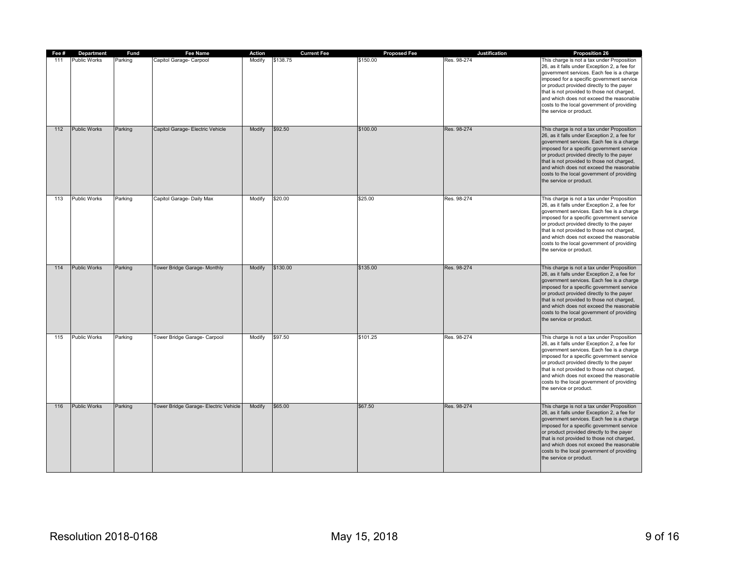| Fee # | Department | Fund | Fee Name | Action | Current Fee | Proposed Fee | Justification | Proposition 26 |
|---|---|---|---|---|---|---|---|---|
| 111 | Public Works | Parking | Capitol Garage- Carpool | Modify | $138.75 | $150.00 | Res. 98-274 | This charge is not a tax under Proposition 26, as it falls under Exception 2, a fee for government services. Each fee is a charge imposed for a specific government service or product provided directly to the payer that is not provided to those not charged, and which does not exceed the reasonable costs to the local government of providing the service or product. |
| 112 | Public Works | Parking | Capitol Garage- Electric Vehicle | Modify | $92.50 | $100.00 | Res. 98-274 | This charge is not a tax under Proposition 26, as it falls under Exception 2, a fee for government services. Each fee is a charge imposed for a specific government service or product provided directly to the payer that is not provided to those not charged, and which does not exceed the reasonable costs to the local government of providing the service or product. |
| 113 | Public Works | Parking | Capitol Garage- Daily Max | Modify | $20.00 | $25.00 | Res. 98-274 | This charge is not a tax under Proposition 26, as it falls under Exception 2, a fee for government services. Each fee is a charge imposed for a specific government service or product provided directly to the payer that is not provided to those not charged, and which does not exceed the reasonable costs to the local government of providing the service or product. |
| 114 | Public Works | Parking | Tower Bridge Garage- Monthly | Modify | $130.00 | $135.00 | Res. 98-274 | This charge is not a tax under Proposition 26, as it falls under Exception 2, a fee for government services. Each fee is a charge imposed for a specific government service or product provided directly to the payer that is not provided to those not charged, and which does not exceed the reasonable costs to the local government of providing the service or product. |
| 115 | Public Works | Parking | Tower Bridge Garage- Carpool | Modify | $97.50 | $101.25 | Res. 98-274 | This charge is not a tax under Proposition 26, as it falls under Exception 2, a fee for government services. Each fee is a charge imposed for a specific government service or product provided directly to the payer that is not provided to those not charged, and which does not exceed the reasonable costs to the local government of providing the service or product. |
| 116 | Public Works | Parking | Tower Bridge Garage- Electric Vehicle | Modify | $65.00 | $67.50 | Res. 98-274 | This charge is not a tax under Proposition 26, as it falls under Exception 2, a fee for government services. Each fee is a charge imposed for a specific government service or product provided directly to the payer that is not provided to those not charged, and which does not exceed the reasonable costs to the local government of providing the service or product. |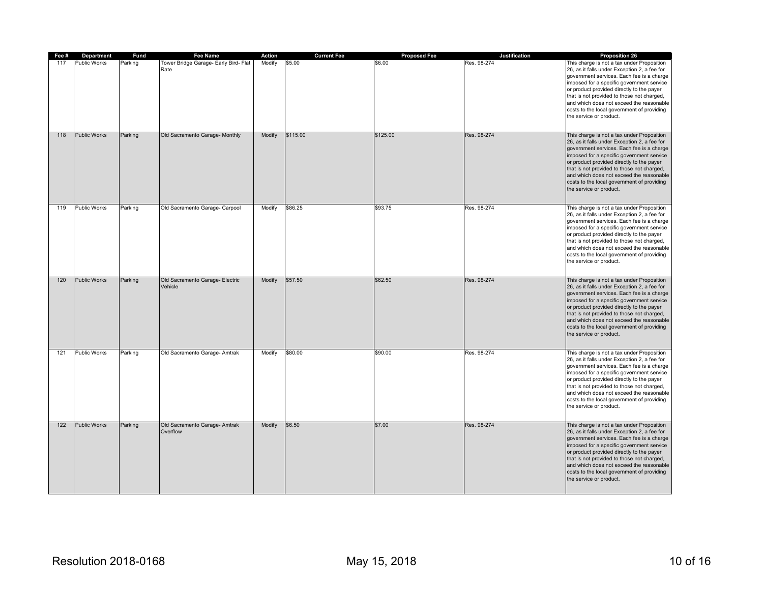| Fee # | Department | Fund | Fee Name | Action | Current Fee | Proposed Fee | Justification | Proposition 26 |
|---|---|---|---|---|---|---|---|---|
| 117 | Public Works | Parking | Tower Bridge Garage- Early Bird- Flat Rate | Modify | $5.00 | $6.00 | Res. 98-274 | This charge is not a tax under Proposition 26, as it falls under Exception 2, a fee for government services. Each fee is a charge imposed for a specific government service or product provided directly to the payer that is not provided to those not charged, and which does not exceed the reasonable costs to the local government of providing the service or product. |
| 118 | Public Works | Parking | Old Sacramento Garage- Monthly | Modify | $115.00 | $125.00 | Res. 98-274 | This charge is not a tax under Proposition 26, as it falls under Exception 2, a fee for government services. Each fee is a charge imposed for a specific government service or product provided directly to the payer that is not provided to those not charged, and which does not exceed the reasonable costs to the local government of providing the service or product. |
| 119 | Public Works | Parking | Old Sacramento Garage- Carpool | Modify | $86.25 | $93.75 | Res. 98-274 | This charge is not a tax under Proposition 26, as it falls under Exception 2, a fee for government services. Each fee is a charge imposed for a specific government service or product provided directly to the payer that is not provided to those not charged, and which does not exceed the reasonable costs to the local government of providing the service or product. |
| 120 | Public Works | Parking | Old Sacramento Garage- Electric Vehicle | Modify | $57.50 | $62.50 | Res. 98-274 | This charge is not a tax under Proposition 26, as it falls under Exception 2, a fee for government services. Each fee is a charge imposed for a specific government service or product provided directly to the payer that is not provided to those not charged, and which does not exceed the reasonable costs to the local government of providing the service or product. |
| 121 | Public Works | Parking | Old Sacramento Garage- Amtrak | Modify | $80.00 | $90.00 | Res. 98-274 | This charge is not a tax under Proposition 26, as it falls under Exception 2, a fee for government services. Each fee is a charge imposed for a specific government service or product provided directly to the payer that is not provided to those not charged, and which does not exceed the reasonable costs to the local government of providing the service or product. |
| 122 | Public Works | Parking | Old Sacramento Garage- Amtrak Overflow | Modify | $6.50 | $7.00 | Res. 98-274 | This charge is not a tax under Proposition 26, as it falls under Exception 2, a fee for government services. Each fee is a charge imposed for a specific government service or product provided directly to the payer that is not provided to those not charged, and which does not exceed the reasonable costs to the local government of providing the service or product. |

Resolution 2018-0168 May 15, 2018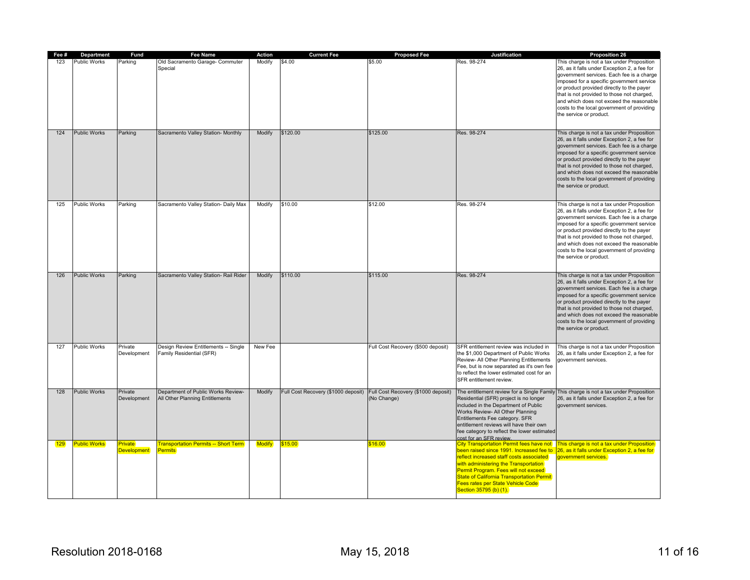| Fee # | Department | Fund | Fee Name | Action | Current Fee | Proposed Fee | Justification | Proposition 26 |
|---|---|---|---|---|---|---|---|---|
| 123 | Public Works | Parking | Old Sacramento Garage- Commuter Special | Modify | $4.00 | $5.00 | Res. 98-274 | This charge is not a tax under Proposition 26, as it falls under Exception 2, a fee for government services. Each fee is a charge imposed for a specific government service or product provided directly to the payer that is not provided to those not charged, and which does not exceed the reasonable costs to the local government of providing the service or product. |
| 124 | Public Works | Parking | Sacramento Valley Station- Monthly | Modify | $120.00 | $125.00 | Res. 98-274 | This charge is not a tax under Proposition 26, as it falls under Exception 2, a fee for government services. Each fee is a charge imposed for a specific government service or product provided directly to the payer that is not provided to those not charged, and which does not exceed the reasonable costs to the local government of providing the service or product. |
| 125 | Public Works | Parking | Sacramento Valley Station- Daily Max | Modify | $10.00 | $12.00 | Res. 98-274 | This charge is not a tax under Proposition 26, as it falls under Exception 2, a fee for government services. Each fee is a charge imposed for a specific government service or product provided directly to the payer that is not provided to those not charged, and which does not exceed the reasonable costs to the local government of providing the service or product. |
| 126 | Public Works | Parking | Sacramento Valley Station- Rail Rider | Modify | $110.00 | $115.00 | Res. 98-274 | This charge is not a tax under Proposition 26, as it falls under Exception 2, a fee for government services. Each fee is a charge imposed for a specific government service or product provided directly to the payer that is not provided to those not charged, and which does not exceed the reasonable costs to the local government of providing the service or product. |
| 127 | Public Works | Private Development | Design Review Entitlements -- Single Family Residential (SFR) | New Fee | | Full Cost Recovery ($500 deposit) | SFR entitlement review was included in the $1,000 Department of Public Works Review- All Other Planning Entitlements Fee, but is now separated as it's own fee to reflect the lower estimated cost for an SFR entitlement review. | This charge is not a tax under Proposition 26, as it falls under Exception 2, a fee for government services. |
| 128 | Public Works | Private Development | Department of Public Works Review- All Other Planning Entitlements | Modify | Full Cost Recovery ($1000 deposit) | Full Cost Recovery ($1000 deposit) (No Change) | The entitlement review for a Single Family Residential (SFR) project is no longer included in the Department of Public Works Review- All Other Planning Entitlements Fee category. SFR entitlement reviews will have their own fee category to reflect the lower estimated cost for an SFR review. | This charge is not a tax under Proposition 26, as it falls under Exception 2, a fee for government services. |
| 129 | Public Works | Private Development | Transportation Permits -- Short Term Permits | Modify | $15.00 | $16.00 | City Transportation Permit fees have not been raised since 1991. Increased fee to reflect increased staff costs associated with administering the Transportation Permit Program. Fees will not exceed State of California Transportation Permit Fees rates per State Vehicle Code Section 35795 (b) (1). | This charge is not a tax under Proposition 26, as it falls under Exception 2, a fee for government services. |

Resolution 2018-0168 May 15, 2018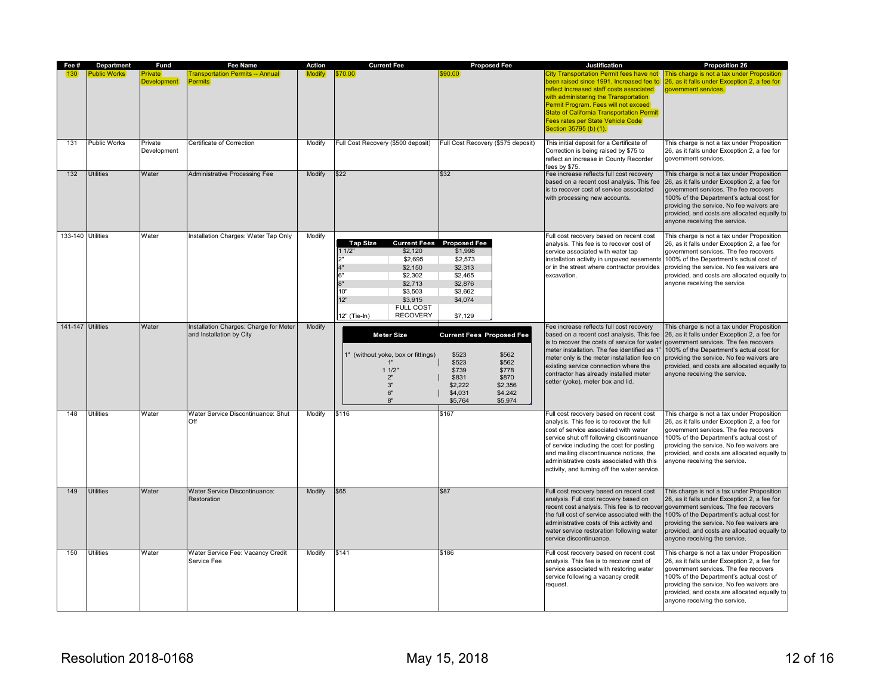| Fee # | Department | Fund | Fee Name | Action | Current Fee | Proposed Fee | Justification | Proposition 26 |
| --- | --- | --- | --- | --- | --- | --- | --- | --- |
| 130 | Public Works | Private Development | Transportation Permits -- Annual Permits | Modify | $70.00 | $90.00 | City Transportation Permit fees have not been raised since 1991. Increased fee to reflect increased staff costs associated with administering the Transportation Permit Program. Fees will not exceed State of California Transportation Permit Fees rates per State Vehicle Code Section 35795 (b) (1). | This charge is not a tax under Proposition 26, as it falls under Exception 2, a fee for government services. |
| 131 | Public Works | Private Development | Certificate of Correction | Modify | Full Cost Recovery ($500 deposit) | Full Cost Recovery ($575 deposit) | This initial deposit for a Certificate of Correction is being raised by $75 to reflect an increase in County Recorder fees by $75. | This charge is not a tax under Proposition 26, as it falls under Exception 2, a fee for government services. |
| 132 | Utilities | Water | Administrative Processing Fee | Modify | $22 | $32 | Fee increase reflects full cost recovery based on a recent cost analysis. This fee is to recover cost of service associated with processing new accounts. | This charge is not a tax under Proposition 26, as it falls under Exception 2, a fee for government services. The fee recovers 100% of the Department's actual cost for providing the service. No fee waivers are provided, and costs are allocated equally to anyone receiving the service. |
| 133-140 | Utilities | Water | Installation Charges: Water Tap Only | Modify | Tap Size / Current Fees / Proposed Fee:<br>1 1/2": $2,120 / $1,998<br>2": $2,695 / $2,573<br>4": $2,150 / $2,313<br>6": $2,302 / $2,465<br>8": $2,713 / $2,876<br>10": $3,503 / $3,662<br>12": $3,915 / $4,074<br>12" (Tie-In): FULL COST RECOVERY / $7,129 | | Full cost recovery based on recent cost analysis. This fee is to recover cost of service associated with water tap installation activity in unpaved easements or in the street where contractor provides excavation. | This charge is not a tax under Proposition 26, as it falls under Exception 2, a fee for government services. The fee recovers 100% of the Department's actual cost of providing the service. No fee waivers are provided, and costs are allocated equally to anyone receiving the service |
| 141-147 | Utilities | Water | Installation Charges: Charge for Meter and Installation by City | Modify | Meter Size / Current Fees / Proposed Fee:<br>1" (without yoke, box or fittings): $523 / $562<br>1": $523 / $562<br>1 1/2": $739 / $778<br>2": $831 / $870<br>3": $2,222 / $2,356<br>6": $4,031 / $4,242<br>8": $5,764 / $5,974 | | Fee increase reflects full cost recovery based on a recent cost analysis. This fee is to recover the costs of service for water meter installation. The fee identified as 1" meter only is the meter installation fee on existing service connection where the contractor has already installed meter setter (yoke), meter box and lid. | This charge is not a tax under Proposition 26, as it falls under Exception 2, a fee for government services. The fee recovers 100% of the Department's actual cost for providing the service. No fee waivers are provided, and costs are allocated equally to anyone receiving the service. |
| 148 | Utilities | Water | Water Service Discontinuance: Shut Off | Modify | $116 | $167 | Full cost recovery based on recent cost analysis. This fee is to recover the full cost of service associated with water service shut off following discontinuance of service including the cost for posting and mailing discontinuance notices, the administrative costs associated with this activity, and turning off the water service. | This charge is not a tax under Proposition 26, as it falls under Exception 2, a fee for government services. The fee recovers 100% of the Department's actual cost of providing the service. No fee waivers are provided, and costs are allocated equally to anyone receiving the service. |
| 149 | Utilities | Water | Water Service Discontinuance: Restoration | Modify | $65 | $87 | Full cost recovery based on recent cost analysis. Full cost recovery based on recent cost analysis. This fee is to recover the full cost of service associated with the administrative costs of this activity and water service restoration following water service discontinuance. | This charge is not a tax under Proposition 26, as it falls under Exception 2, a fee for government services. The fee recovers 100% of the Department's actual cost for providing the service. No fee waivers are provided, and costs are allocated equally to anyone receiving the service. |
| 150 | Utilities | Water | Water Service Fee: Vacancy Credit Service Fee | Modify | $141 | $186 | Full cost recovery based on recent cost analysis. This fee is to recover cost of service associated with restoring water service following a vacancy credit request. | This charge is not a tax under Proposition 26, as it falls under Exception 2, a fee for government services. The fee recovers 100% of the Department's actual cost of providing the service. No fee waivers are provided, and costs are allocated equally to anyone receiving the service. |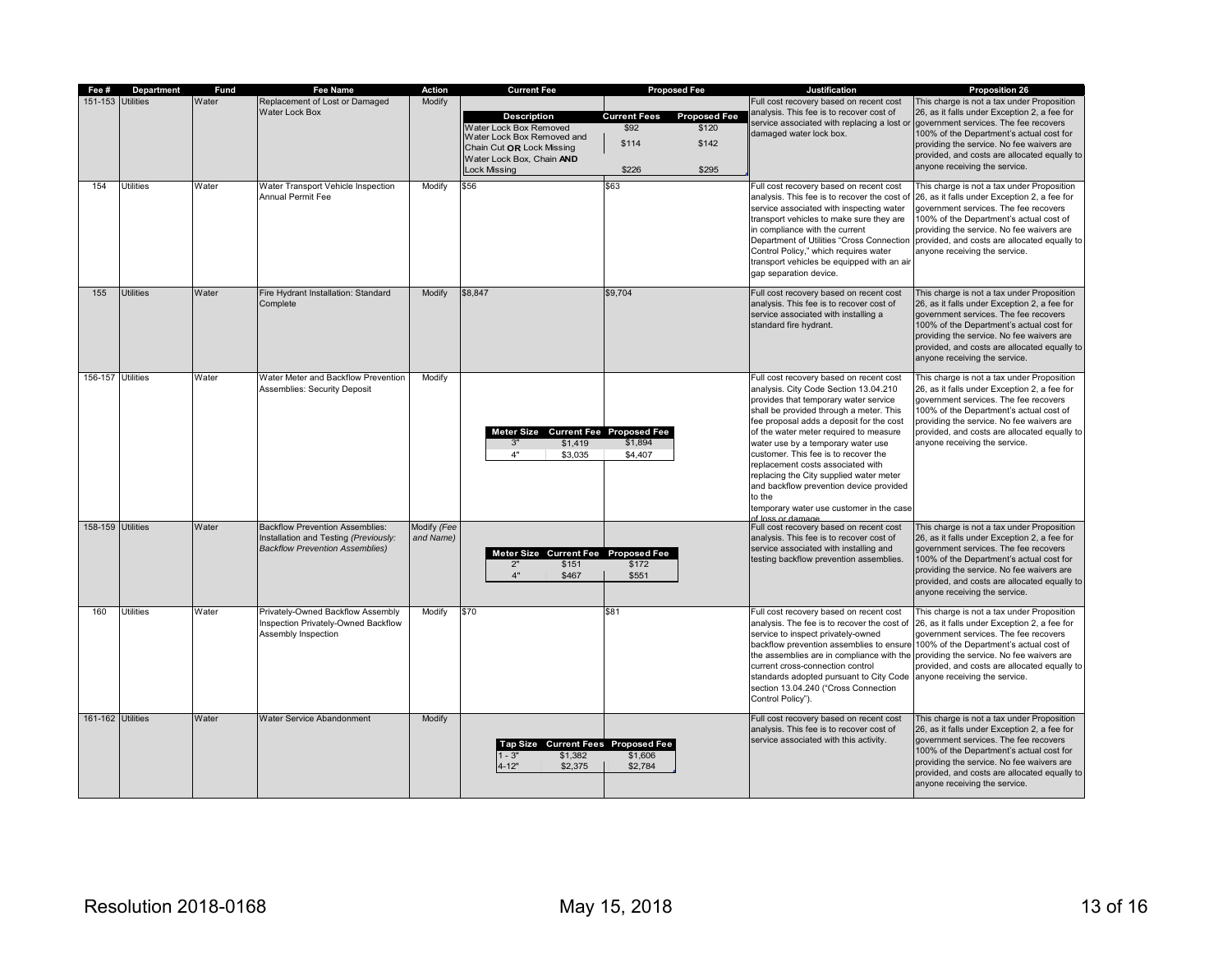| Fee # | Department | Fund | Fee Name | Action | Current Fee | Proposed Fee | Justification | Proposition 26 |
|---|---|---|---|---|---|---|---|---|
| 151-153 | Utilities | Water | Replacement of Lost or Damaged Water Lock Box | Modify | **Description** / Water Lock Box Removed / Water Lock Box Removed and Chain Cut **OR** Lock Missing / Water Lock Box, Chain **AND** Lock Missing — **Current Fees**: $92 / $114 / $226 | **Proposed Fee**: $120 / $142 / $295 | Full cost recovery based on recent cost analysis. This fee is to recover cost of service associated with replacing a lost or damaged water lock box. | This charge is not a tax under Proposition 26, as it falls under Exception 2, a fee for government services. The fee recovers 100% of the Department's actual cost for providing the service. No fee waivers are provided, and costs are allocated equally to anyone receiving the service. |
| 154 | Utilities | Water | Water Transport Vehicle Inspection Annual Permit Fee | Modify | $56 | $63 | Full cost recovery based on recent cost analysis. This fee is to recover the cost of service associated with inspecting water transport vehicles to make sure they are in compliance with the current Department of Utilities "Cross Connection Control Policy," which requires water transport vehicles be equipped with an air gap separation device. | This charge is not a tax under Proposition 26, as it falls under Exception 2, a fee for government services. The fee recovers 100% of the Department's actual cost of providing the service. No fee waivers are provided, and costs are allocated equally to anyone receiving the service. |
| 155 | Utilities | Water | Fire Hydrant Installation: Standard Complete | Modify | $8,847 | $9,704 | Full cost recovery based on recent cost analysis. This fee is to recover cost of service associated with installing a standard fire hydrant. | This charge is not a tax under Proposition 26, as it falls under Exception 2, a fee for government services. The fee recovers 100% of the Department's actual cost for providing the service. No fee waivers are provided, and costs are allocated equally to anyone receiving the service. |
| 156-157 | Utilities | Water | Water Meter and Backflow Prevention Assemblies: Security Deposit | Modify | **Meter Size** / 3" / 4" — **Current Fee**: $1,419 / $3,035 | **Proposed Fee**: $1,894 / $4,407 | Full cost recovery based on recent cost analysis. City Code Section 13.04.210 provides that temporary water service shall be provided through a meter. This fee proposal adds a deposit for the cost of the water meter required to measure water use by a temporary water use customer. This fee is to recover the replacement costs associated with replacing the City supplied water meter and backflow prevention device provided to the temporary water use customer in the case of loss or damage. | This charge is not a tax under Proposition 26, as it falls under Exception 2, a fee for government services. The fee recovers 100% of the Department's actual cost of providing the service. No fee waivers are provided, and costs are allocated equally to anyone receiving the service. |
| 158-159 | Utilities | Water | Backflow Prevention Assemblies: Installation and Testing *(Previously: Backflow Prevention Assemblies)* | Modify *(Fee and Name)* | **Meter Size** / 2" / 4" — **Current Fee**: $151 / $467 | **Proposed Fee**: $172 / $551 | Full cost recovery based on recent cost analysis. This fee is to recover cost of service associated with installing and testing backflow prevention assemblies. | This charge is not a tax under Proposition 26, as it falls under Exception 2, a fee for government services. The fee recovers 100% of the Department's actual cost for providing the service. No fee waivers are provided, and costs are allocated equally to anyone receiving the service. |
| 160 | Utilities | Water | Privately-Owned Backflow Assembly Inspection Privately-Owned Backflow Assembly Inspection | Modify | $70 | $81 | Full cost recovery based on recent cost analysis. The fee is to recover the cost of service to inspect privately-owned backflow prevention assemblies to ensure the assemblies are in compliance with the current cross-connection control standards adopted pursuant to City Code section 13.04.240 ("Cross Connection Control Policy"). | This charge is not a tax under Proposition 26, as it falls under Exception 2, a fee for government services. The fee recovers 100% of the Department's actual cost of providing the service. No fee waivers are provided, and costs are allocated equally to anyone receiving the service. |
| 161-162 | Utilities | Water | Water Service Abandonment | Modify | **Tap Size** / 1 - 3" / 4-12" — **Current Fees**: $1,382 / $2,375 | **Proposed Fee**: $1,606 / $2,784 | Full cost recovery based on recent cost analysis. This fee is to recover cost of service associated with this activity. | This charge is not a tax under Proposition 26, as it falls under Exception 2, a fee for government services. The fee recovers 100% of the Department's actual cost for providing the service. No fee waivers are provided, and costs are allocated equally to anyone receiving the service. |

Resolution 2018-0168 May 15, 2018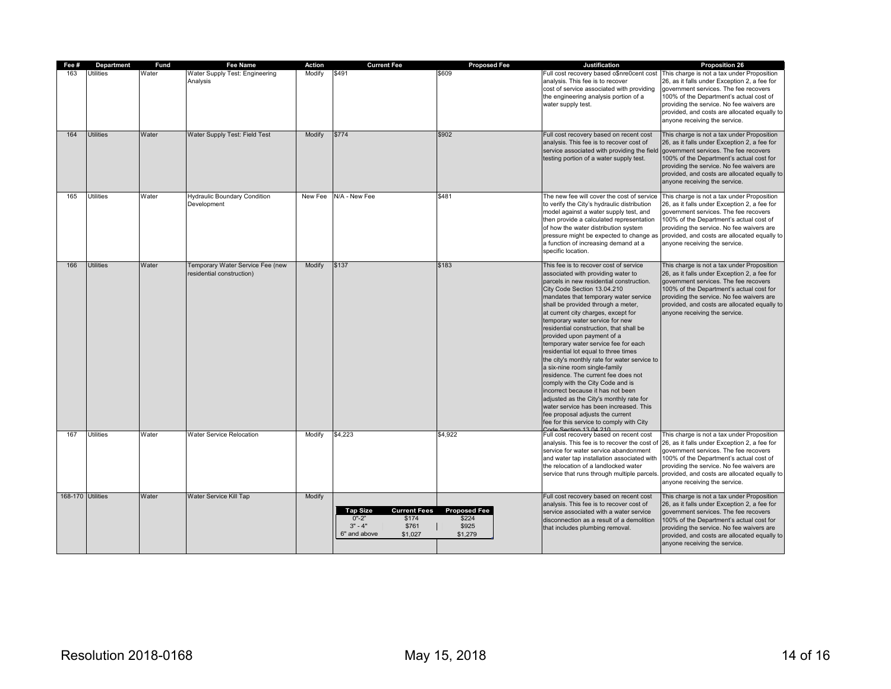| Fee # | Department | Fund | Fee Name | Action | Current Fee | Proposed Fee | Justification | Proposition 26 |
|---|---|---|---|---|---|---|---|---|
| 163 | Utilities | Water | Water Supply Test: Engineering Analysis | Modify | $491 | $609 | Full cost recovery based o$nre0cent cost analysis. This fee is to recover cost of service associated with providing the engineering analysis portion of a water supply test. | This charge is not a tax under Proposition 26, as it falls under Exception 2, a fee for government services. The fee recovers 100% of the Department's actual cost of providing the service. No fee waivers are provided, and costs are allocated equally to anyone receiving the service. |
| 164 | Utilities | Water | Water Supply Test: Field Test | Modify | $774 | $902 | Full cost recovery based on recent cost analysis. This fee is to recover cost of service associated with providing the field testing portion of a water supply test. | This charge is not a tax under Proposition 26, as it falls under Exception 2, a fee for government services. The fee recovers 100% of the Department's actual cost for providing the service. No fee waivers are provided, and costs are allocated equally to anyone receiving the service. |
| 165 | Utilities | Water | Hydraulic Boundary Condition Development | New Fee | N/A - New Fee | $481 | The new fee will cover the cost of service to verify the City's hydraulic distribution model against a water supply test, and then provide a calculated representation of how the water distribution system pressure might be expected to change as a function of increasing demand at a specific location. | This charge is not a tax under Proposition 26, as it falls under Exception 2, a fee for government services. The fee recovers 100% of the Department's actual cost of providing the service. No fee waivers are provided, and costs are allocated equally to anyone receiving the service. |
| 166 | Utilities | Water | Temporary Water Service Fee (new residential construction) | Modify | $137 | $183 | This fee is to recover cost of service associated with providing water to parcels in new residential construction. City Code Section 13.04.210 mandates that temporary water service shall be provided through a meter, at current city charges, except for temporary water service for new residential construction, that shall be provided upon payment of a temporary water service fee for each residential lot equal to three times the city's monthly rate for water service to a six-nine room single-family residence. The current fee does not comply with the City Code and is incorrect because it has not been adjusted as the City's monthly rate for water service has been increased. This fee proposal adjusts the current fee for this service to comply with City Code Section 13.04.210 | This charge is not a tax under Proposition 26, as it falls under Exception 2, a fee for government services. The fee recovers 100% of the Department's actual cost for providing the service. No fee waivers are provided, and costs are allocated equally to anyone receiving the service. |
| 167 | Utilities | Water | Water Service Relocation | Modify | $4,223 | $4,922 | Full cost recovery based on recent cost analysis. This fee is to recover the cost of service for water service abandonment and water tap installation associated with the relocation of a landlocked water service that runs through multiple parcels. | This charge is not a tax under Proposition 26, as it falls under Exception 2, a fee for government services. The fee recovers 100% of the Department's actual cost of providing the service. No fee waivers are provided, and costs are allocated equally to anyone receiving the service. |
| 168-170 | Utilities | Water | Water Service Kill Tap | Modify | Tap Size: 0"-2" — Current Fees: $174; 3" - 4" — $761; 6" and above — $1,027 | Proposed Fee: 0"-2" — $224; 3" - 4" — $925; 6" and above — $1,279 | Full cost recovery based on recent cost analysis. This fee is to recover cost of service associated with a water service disconnection as a result of a demolition that includes plumbing removal. | This charge is not a tax under Proposition 26, as it falls under Exception 2, a fee for government services. The fee recovers 100% of the Department's actual cost for providing the service. No fee waivers are provided, and costs are allocated equally to anyone receiving the service. |

| Tap Size | Current Fees | Proposed Fee |
|---|---|---|
| 0"-2" | $174 | $224 |
| 3" - 4" | $761 | $925 |
| 6" and above | $1,027 | $1,279 |

Resolution 2018-0168 May 15, 2018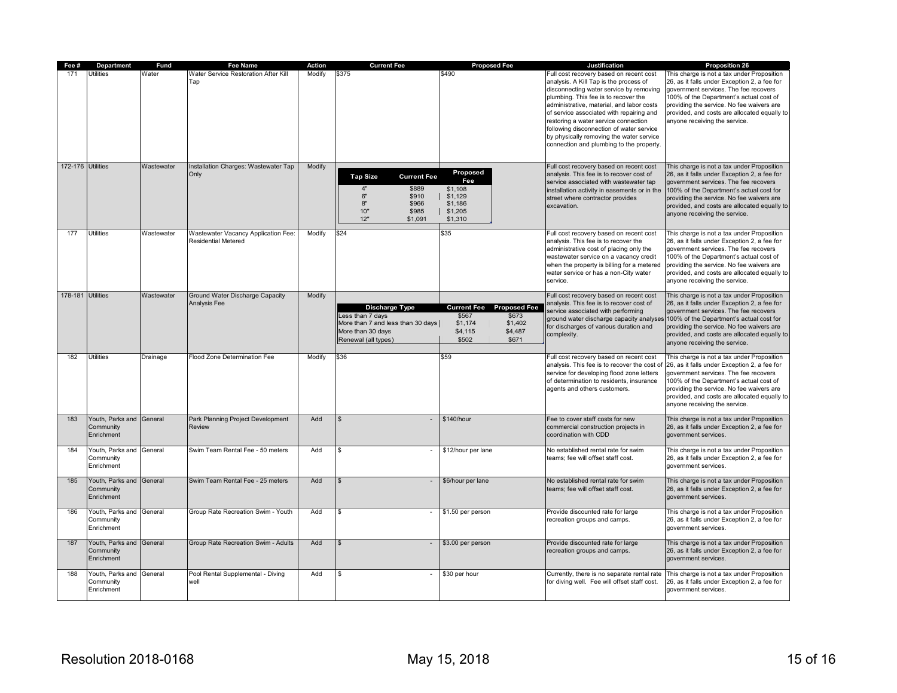| Fee # | Department | Fund | Fee Name | Action | Current Fee | Proposed Fee | Justification | Proposition 26 |
|---|---|---|---|---|---|---|---|---|
| 171 | Utilities | Water | Water Service Restoration After Kill Tap | Modify | $375 | $490 | Full cost recovery based on recent cost analysis. A Kill Tap is the process of disconnecting water service by removing plumbing. This fee is to recover the administrative, material, and labor costs of service associated with repairing and restoring a water service connection following disconnection of water service by physically removing the water service connection and plumbing to the property. | This charge is not a tax under Proposition 26, as it falls under Exception 2, a fee for government services. The fee recovers 100% of the Department's actual cost of providing the service. No fee waivers are provided, and costs are allocated equally to anyone receiving the service. |
| 172-176 | Utilities | Wastewater | Installation Charges: Wastewater Tap Only | Modify | Tap Size / Current Fee: 4" $889; 6" $910; 8" $966; 10" $985; 12" $1,091 | Proposed Fee: $1,108; $1,129; $1,186; $1,205; $1,310 | Full cost recovery based on recent cost analysis. This fee is to recover cost of service associated with wastewater tap installation activity in easements or in the street where contractor provides excavation. | This charge is not a tax under Proposition 26, as it falls under Exception 2, a fee for government services. The fee recovers 100% of the Department's actual cost for providing the service. No fee waivers are provided, and costs are allocated equally to anyone receiving the service. |
| 177 | Utilities | Wastewater | Wastewater Vacancy Application Fee: Residential Metered | Modify | $24 | $35 | Full cost recovery based on recent cost analysis. This fee is to recover the administrative cost of placing only the wastewater service on a vacancy credit when the property is billing for a metered water service or has a non-City water service. | This charge is not a tax under Proposition 26, as it falls under Exception 2, a fee for government services. The fee recovers 100% of the Department's actual cost of providing the service. No fee waivers are provided, and costs are allocated equally to anyone receiving the service. |
| 178-181 | Utilities | Wastewater | Ground Water Discharge Capacity Analysis Fee | Modify | Discharge Type: Less than 7 days; More than 7 and less than 30 days; More than 30 days; Renewal (all types) | Current Fee / Proposed Fee: $567 / $673; $1,174 / $1,402; $4,115 / $4,487; $502 / $671 | Full cost recovery based on recent cost analysis. This fee is to recover cost of service associated with performing ground water discharge capacity analyses for discharges of various duration and complexity. | This charge is not a tax under Proposition 26, as it falls under Exception 2, a fee for government services. The fee recovers 100% of the Department's actual cost for providing the service. No fee waivers are provided, and costs are allocated equally to anyone receiving the service. |
| 182 | Utilities | Drainage | Flood Zone Determination Fee | Modify | $36 | $59 | Full cost recovery based on recent cost analysis. This fee is to recover the cost of service for developing flood zone letters of determination to residents, insurance agents and others customers. | This charge is not a tax under Proposition 26, as it falls under Exception 2, a fee for government services. The fee recovers 100% of the Department's actual cost of providing the service. No fee waivers are provided, and costs are allocated equally to anyone receiving the service. |
| 183 | Youth, Parks and Community Enrichment | General | Park Planning Project Development Review | Add | $ - | $140/hour | Fee to cover staff costs for new commercial construction projects in coordination with CDD | This charge is not a tax under Proposition 26, as it falls under Exception 2, a fee for government services. |
| 184 | Youth, Parks and Community Enrichment | General | Swim Team Rental Fee - 50 meters | Add | $ - | $12/hour per lane | No established rental rate for swim teams; fee will offset staff cost. | This charge is not a tax under Proposition 26, as it falls under Exception 2, a fee for government services. |
| 185 | Youth, Parks and Community Enrichment | General | Swim Team Rental Fee - 25 meters | Add | $ - | $6/hour per lane | No established rental rate for swim teams; fee will offset staff cost. | This charge is not a tax under Proposition 26, as it falls under Exception 2, a fee for government services. |
| 186 | Youth, Parks and Community Enrichment | General | Group Rate Recreation Swim - Youth | Add | $ - | $1.50 per person | Provide discounted rate for large recreation groups and camps. | This charge is not a tax under Proposition 26, as it falls under Exception 2, a fee for government services. |
| 187 | Youth, Parks and Community Enrichment | General | Group Rate Recreation Swim - Adults | Add | $ - | $3.00 per person | Provide discounted rate for large recreation groups and camps. | This charge is not a tax under Proposition 26, as it falls under Exception 2, a fee for government services. |
| 188 | Youth, Parks and Community Enrichment | General | Pool Rental Supplemental - Diving well | Add | $ - | $30 per hour | Currently, there is no separate rental rate for diving well. Fee will offset staff cost. | This charge is not a tax under Proposition 26, as it falls under Exception 2, a fee for government services. |

Resolution 2018-0168 May 15, 2018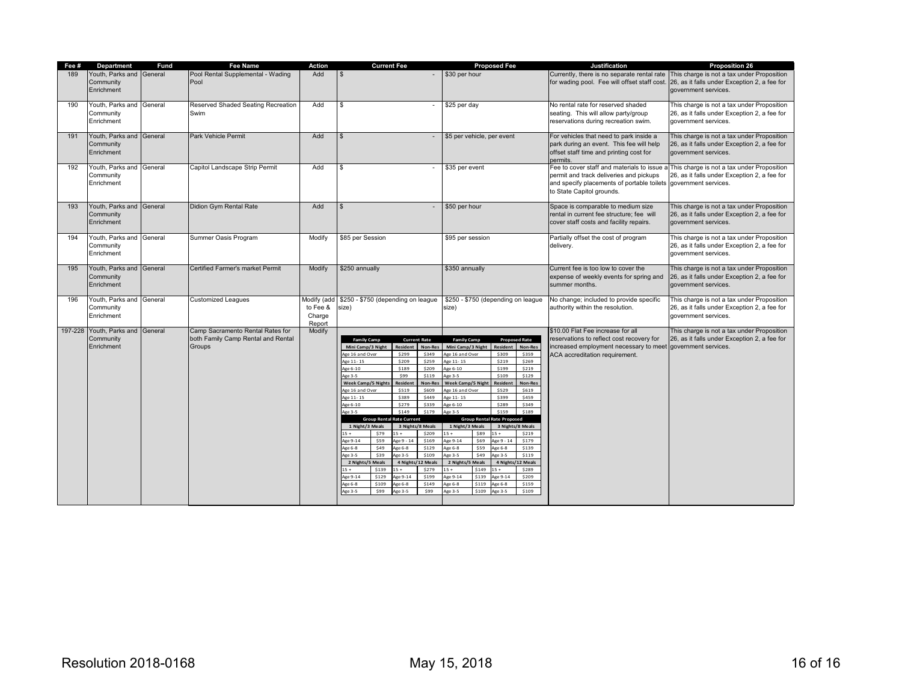| Fee # | Department | Fund | Fee Name | Action | Current Fee | Proposed Fee | Justification | Proposition 26 |
|---|---|---|---|---|---|---|---|---|
| 189 | Youth, Parks and Community Enrichment | General | Pool Rental Supplemental - Wading Pool | Add | $ - | $30 per hour | Currently, there is no separate rental rate for wading pool. Fee will offset staff cost. | This charge is not a tax under Proposition 26, as it falls under Exception 2, a fee for government services. |
| 190 | Youth, Parks and Community Enrichment | General | Reserved Shaded Seating Recreation Swim | Add | $ - | $25 per day | No rental rate for reserved shaded seating. This will allow party/group reservations during recreation swim. | This charge is not a tax under Proposition 26, as it falls under Exception 2, a fee for government services. |
| 191 | Youth, Parks and Community Enrichment | General | Park Vehicle Permit | Add | $ - | $5 per vehicle, per event | For vehicles that need to park inside a park during an event. This fee will help offset staff time and printing cost for permits. | This charge is not a tax under Proposition 26, as it falls under Exception 2, a fee for government services. |
| 192 | Youth, Parks and Community Enrichment | General | Capitol Landscape Strip Permit | Add | $ - | $35 per event | Fee to cover staff and materials to issue a permit and track deliveries and pickups and specify placements of portable toilets to State Capitol grounds. | This charge is not a tax under Proposition 26, as it falls under Exception 2, a fee for government services. |
| 193 | Youth, Parks and Community Enrichment | General | Didion Gym Rental Rate | Add | $ - | $50 per hour | Space is comparable to medium size rental in current fee structure; fee will cover staff costs and facility repairs. | This charge is not a tax under Proposition 26, as it falls under Exception 2, a fee for government services. |
| 194 | Youth, Parks and Community Enrichment | General | Summer Oasis Program | Modify | $85 per Session | $95 per session | Partially offset the cost of program delivery. | This charge is not a tax under Proposition 26, as it falls under Exception 2, a fee for government services. |
| 195 | Youth, Parks and Community Enrichment | General | Certified Farmer's market Permit | Modify | $250 annually | $350 annually | Current fee is too low to cover the expense of weekly events for spring and summer months. | This charge is not a tax under Proposition 26, as it falls under Exception 2, a fee for government services. |
| 196 | Youth, Parks and Community Enrichment | General | Customized Leagues | Modify (add to Fee & Charge Report | $250 - $750 (depending on league size) | $250 - $750 (depending on league size) | No change; included to provide specific authority within the resolution. | This charge is not a tax under Proposition 26, as it falls under Exception 2, a fee for government services. |
| 197-228 | Youth, Parks and Community Enrichment | General | Camp Sacramento Rental Rates for both Family Camp Rental and Rental Groups | Modify | See current rate tables below | See proposed rate tables below | $10.00 Flat Fee increase for all reservations to reflect cost recovery for increased employment necessary to meet ACA accreditation requirement. | This charge is not a tax under Proposition 26, as it falls under Exception 2, a fee for government services. |

**Family Camp**

| Mini Camp/3 Night | Current Resident | Current Non-Res | Proposed Resident | Proposed Non-Res |
|---|---|---|---|---|
| Age 16 and Over | $299 | $349 | $309 | $359 |
| Age 11- 15 | $209 | $259 | $219 | $269 |
| Age 6-10 | $189 | $209 | $199 | $219 |
| Age 3-5 | $99 | $119 | $109 | $129 |
| **Week Camp/5 Nights** | **Resident** | **Non-Res** | **Resident** | **Non-Res** |
| Age 16 and Over | $519 | $609 | $529 | $619 |
| Age 11- 15 | $389 | $449 | $399 | $459 |
| Age 6-10 | $279 | $339 | $289 | $349 |
| Age 3-5 | $149 | $179 | $159 | $189 |

**Group Rental Rate**

| 1 Night/3 Meals | Current | Proposed | 3 Nights/8 Meals | Current | Proposed |
|---|---|---|---|---|---|
| 15 + | $79 | $89 | 15 + | $209 | $219 |
| Age 9-14 | $59 | $69 | Age 9 - 14 | $169 | $179 |
| Age 6-8 | $49 | $59 | Age 6-8 | $129 | $139 |
| Age 3-5 | $39 | $49 | Age 3-5 | $109 | $119 |
| **2 Nights/5 Meals** | | | **4 Nights/12 Meals** | | |
| 15 + | $139 | $149 | 15 + | $279 | $289 |
| Age 9-14 | $129 | $139 | Age 9-14 | $199 | $209 |
| Age 6-8 | $109 | $119 | Age 6-8 | $149 | $159 |
| Age 3-5 | $99 | $109 | Age 3-5 | $99 | $109 |

Resolution 2018-0168 May 15, 2018